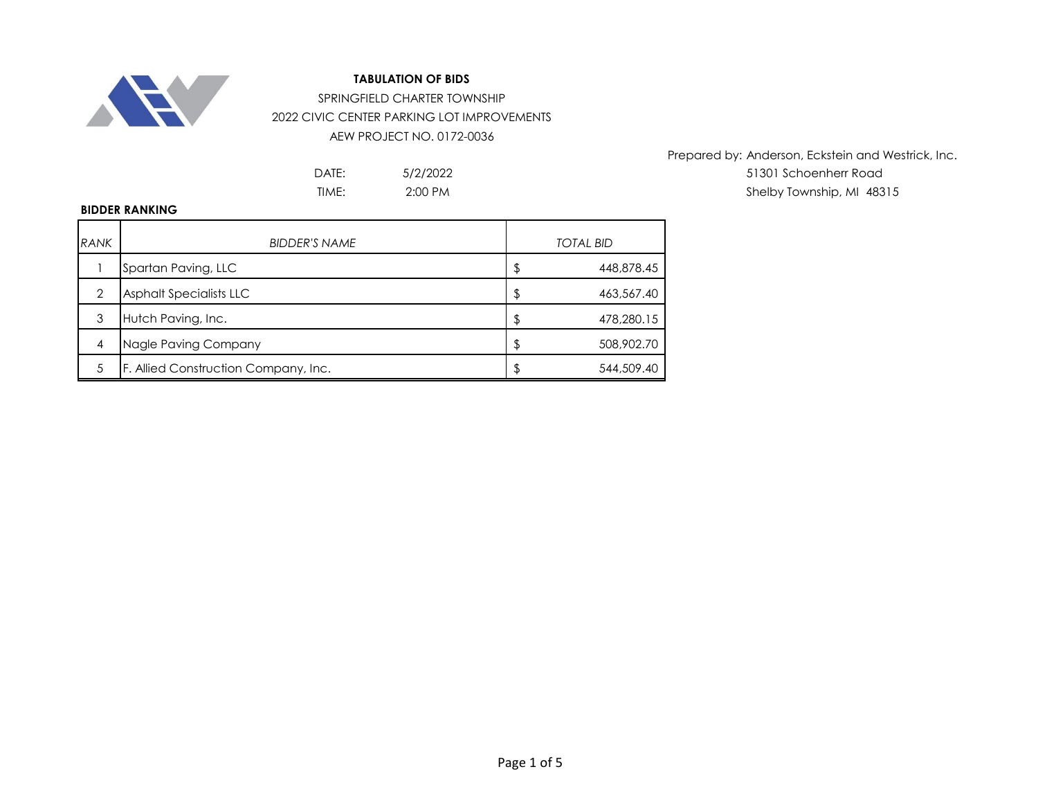**TABULATION OF BIDS**

SPRINGFIELD CHARTER TOWNSHIP

2022 CIVIC CENTER PARKING LOT IMPROVEMENTS

AEW PROJECT NO. 0172-0036

DATE: 5/2/2022

TIME: 2:00 PM

Prepared by: Anderson, Eckstein and Westrick, Inc.
51301 Schoenherr Road
Shelby Township, MI 48315

**BIDDER RANKING**

| *RANK* | *BIDDER'S NAME* | *TOTAL BID* |
|---|---|---|
| 1 | Spartan Paving, LLC | $ 448,878.45 |
| 2 | Asphalt Specialists LLC | $ 463,567.40 |
| 3 | Hutch Paving, Inc. | $ 478,280.15 |
| 4 | Nagle Paving Company | $ 508,902.70 |
| 5 | F. Allied Construction Company, Inc. | $ 544,509.40 |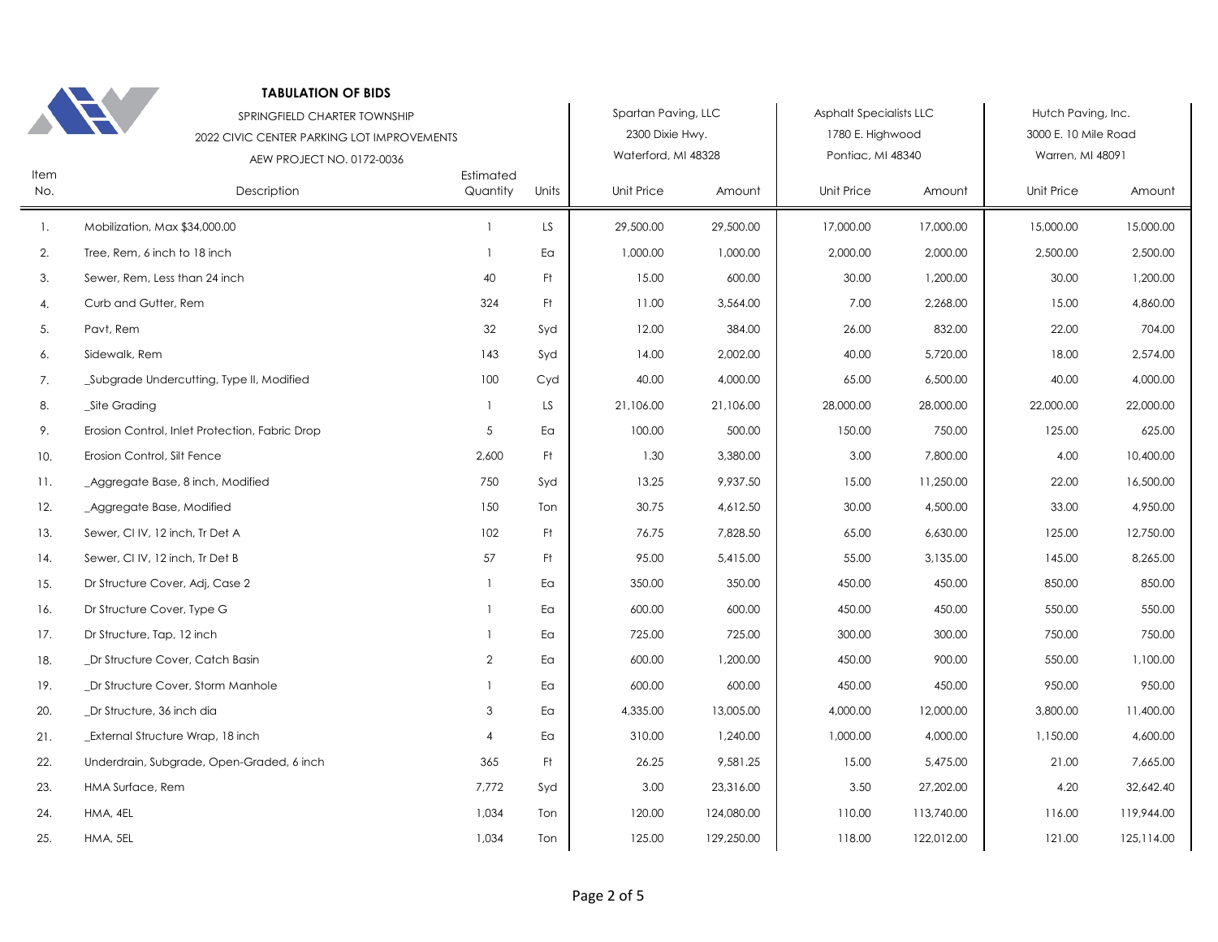**TABULATION OF BIDS**

SPRINGFIELD CHARTER TOWNSHIP

2022 CIVIC CENTER PARKING LOT IMPROVEMENTS

AEW PROJECT NO. 0172-0036

| | | | | Spartan Paving, LLC<br>2300 Dixie Hwy.<br>Waterford, MI 48328 | | Asphalt Specialists LLC<br>1780 E. Highwood<br>Pontiac, MI 48340 | | Hutch Paving, Inc.<br>3000 E. 10 Mile Road<br>Warren, MI 48091 | |
|---|---|---|---|---|---|---|---|---|---|
| Item No. | Description | Estimated Quantity | Units | Unit Price | Amount | Unit Price | Amount | Unit Price | Amount |
| 1. | Mobilization, Max $34,000.00 | 1 | LS | 29,500.00 | 29,500.00 | 17,000.00 | 17,000.00 | 15,000.00 | 15,000.00 |
| 2. | Tree, Rem, 6 inch to 18 inch | 1 | Ea | 1,000.00 | 1,000.00 | 2,000.00 | 2,000.00 | 2,500.00 | 2,500.00 |
| 3. | Sewer, Rem, Less than 24 inch | 40 | Ft | 15.00 | 600.00 | 30.00 | 1,200.00 | 30.00 | 1,200.00 |
| 4. | Curb and Gutter, Rem | 324 | Ft | 11.00 | 3,564.00 | 7.00 | 2,268.00 | 15.00 | 4,860.00 |
| 5. | Pavt, Rem | 32 | Syd | 12.00 | 384.00 | 26.00 | 832.00 | 22.00 | 704.00 |
| 6. | Sidewalk, Rem | 143 | Syd | 14.00 | 2,002.00 | 40.00 | 5,720.00 | 18.00 | 2,574.00 |
| 7. | _Subgrade Undercutting, Type II, Modified | 100 | Cyd | 40.00 | 4,000.00 | 65.00 | 6,500.00 | 40.00 | 4,000.00 |
| 8. | _Site Grading | 1 | LS | 21,106.00 | 21,106.00 | 28,000.00 | 28,000.00 | 22,000.00 | 22,000.00 |
| 9. | Erosion Control, Inlet Protection, Fabric Drop | 5 | Ea | 100.00 | 500.00 | 150.00 | 750.00 | 125.00 | 625.00 |
| 10. | Erosion Control, Silt Fence | 2,600 | Ft | 1.30 | 3,380.00 | 3.00 | 7,800.00 | 4.00 | 10,400.00 |
| 11. | _Aggregate Base, 8 inch, Modified | 750 | Syd | 13.25 | 9,937.50 | 15.00 | 11,250.00 | 22.00 | 16,500.00 |
| 12. | _Aggregate Base, Modified | 150 | Ton | 30.75 | 4,612.50 | 30.00 | 4,500.00 | 33.00 | 4,950.00 |
| 13. | Sewer, Cl IV, 12 inch, Tr Det A | 102 | Ft | 76.75 | 7,828.50 | 65.00 | 6,630.00 | 125.00 | 12,750.00 |
| 14. | Sewer, Cl IV, 12 inch, Tr Det B | 57 | Ft | 95.00 | 5,415.00 | 55.00 | 3,135.00 | 145.00 | 8,265.00 |
| 15. | Dr Structure Cover, Adj, Case 2 | 1 | Ea | 350.00 | 350.00 | 450.00 | 450.00 | 850.00 | 850.00 |
| 16. | Dr Structure Cover, Type G | 1 | Ea | 600.00 | 600.00 | 450.00 | 450.00 | 550.00 | 550.00 |
| 17. | Dr Structure, Tap, 12 inch | 1 | Ea | 725.00 | 725.00 | 300.00 | 300.00 | 750.00 | 750.00 |
| 18. | _Dr Structure Cover, Catch Basin | 2 | Ea | 600.00 | 1,200.00 | 450.00 | 900.00 | 550.00 | 1,100.00 |
| 19. | _Dr Structure Cover, Storm Manhole | 1 | Ea | 600.00 | 600.00 | 450.00 | 450.00 | 950.00 | 950.00 |
| 20. | _Dr Structure, 36 inch dia | 3 | Ea | 4,335.00 | 13,005.00 | 4,000.00 | 12,000.00 | 3,800.00 | 11,400.00 |
| 21. | _External Structure Wrap, 18 inch | 4 | Ea | 310.00 | 1,240.00 | 1,000.00 | 4,000.00 | 1,150.00 | 4,600.00 |
| 22. | Underdrain, Subgrade, Open-Graded, 6 inch | 365 | Ft | 26.25 | 9,581.25 | 15.00 | 5,475.00 | 21.00 | 7,665.00 |
| 23. | HMA Surface, Rem | 7,772 | Syd | 3.00 | 23,316.00 | 3.50 | 27,202.00 | 4.20 | 32,642.40 |
| 24. | HMA, 4EL | 1,034 | Ton | 120.00 | 124,080.00 | 110.00 | 113,740.00 | 116.00 | 119,944.00 |
| 25. | HMA, 5EL | 1,034 | Ton | 125.00 | 129,250.00 | 118.00 | 122,012.00 | 121.00 | 125,114.00 |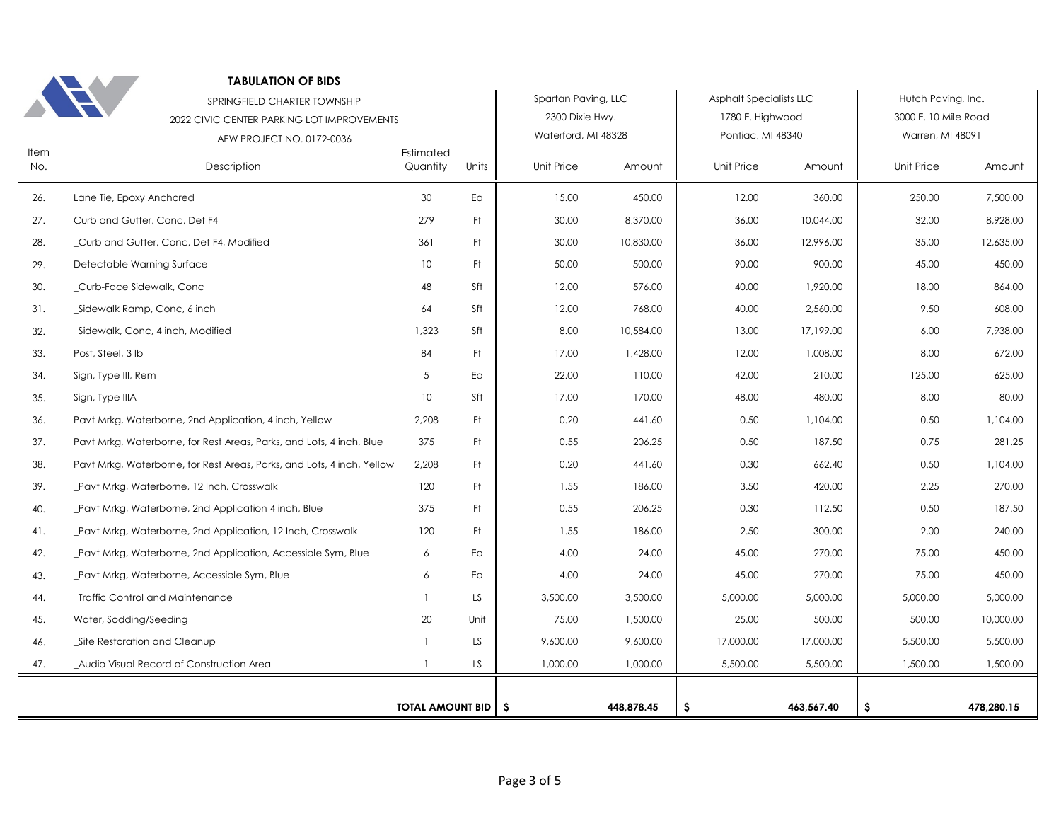**TABULATION OF BIDS**

SPRINGFIELD CHARTER TOWNSHIP

2022 CIVIC CENTER PARKING LOT IMPROVEMENTS

AEW PROJECT NO. 0172-0036

| | | | | Spartan Paving, LLC<br>2300 Dixie Hwy.<br>Waterford, MI 48328 | | Asphalt Specialists LLC<br>1780 E. Highwood<br>Pontiac, MI 48340 | | Hutch Paving, Inc.<br>3000 E. 10 Mile Road<br>Warren, MI 48091 | |
|---|---|---|---|---|---|---|---|---|---|
| Item No. | Description | Estimated Quantity | Units | Unit Price | Amount | Unit Price | Amount | Unit Price | Amount |
| 26. | Lane Tie, Epoxy Anchored | 30 | Ea | 15.00 | 450.00 | 12.00 | 360.00 | 250.00 | 7,500.00 |
| 27. | Curb and Gutter, Conc, Det F4 | 279 | Ft | 30.00 | 8,370.00 | 36.00 | 10,044.00 | 32.00 | 8,928.00 |
| 28. | _Curb and Gutter, Conc, Det F4, Modified | 361 | Ft | 30.00 | 10,830.00 | 36.00 | 12,996.00 | 35.00 | 12,635.00 |
| 29. | Detectable Warning Surface | 10 | Ft | 50.00 | 500.00 | 90.00 | 900.00 | 45.00 | 450.00 |
| 30. | _Curb-Face Sidewalk, Conc | 48 | Sft | 12.00 | 576.00 | 40.00 | 1,920.00 | 18.00 | 864.00 |
| 31. | _Sidewalk Ramp, Conc, 6 inch | 64 | Sft | 12.00 | 768.00 | 40.00 | 2,560.00 | 9.50 | 608.00 |
| 32. | _Sidewalk, Conc, 4 inch, Modified | 1,323 | Sft | 8.00 | 10,584.00 | 13.00 | 17,199.00 | 6.00 | 7,938.00 |
| 33. | Post, Steel, 3 lb | 84 | Ft | 17.00 | 1,428.00 | 12.00 | 1,008.00 | 8.00 | 672.00 |
| 34. | Sign, Type III, Rem | 5 | Ea | 22.00 | 110.00 | 42.00 | 210.00 | 125.00 | 625.00 |
| 35. | Sign, Type IIIA | 10 | Sft | 17.00 | 170.00 | 48.00 | 480.00 | 8.00 | 80.00 |
| 36. | Pavt Mrkg, Waterborne, 2nd Application, 4 inch, Yellow | 2,208 | Ft | 0.20 | 441.60 | 0.50 | 1,104.00 | 0.50 | 1,104.00 |
| 37. | Pavt Mrkg, Waterborne, for Rest Areas, Parks, and Lots, 4 inch, Blue | 375 | Ft | 0.55 | 206.25 | 0.50 | 187.50 | 0.75 | 281.25 |
| 38. | Pavt Mrkg, Waterborne, for Rest Areas, Parks, and Lots, 4 inch, Yellow | 2,208 | Ft | 0.20 | 441.60 | 0.30 | 662.40 | 0.50 | 1,104.00 |
| 39. | _Pavt Mrkg, Waterborne, 12 Inch, Crosswalk | 120 | Ft | 1.55 | 186.00 | 3.50 | 420.00 | 2.25 | 270.00 |
| 40. | _Pavt Mrkg, Waterborne, 2nd Application 4 inch, Blue | 375 | Ft | 0.55 | 206.25 | 0.30 | 112.50 | 0.50 | 187.50 |
| 41. | _Pavt Mrkg, Waterborne, 2nd Application, 12 Inch, Crosswalk | 120 | Ft | 1.55 | 186.00 | 2.50 | 300.00 | 2.00 | 240.00 |
| 42. | _Pavt Mrkg, Waterborne, 2nd Application, Accessible Sym, Blue | 6 | Ea | 4.00 | 24.00 | 45.00 | 270.00 | 75.00 | 450.00 |
| 43. | _Pavt Mrkg, Waterborne, Accessible Sym, Blue | 6 | Ea | 4.00 | 24.00 | 45.00 | 270.00 | 75.00 | 450.00 |
| 44. | _Traffic Control and Maintenance | 1 | LS | 3,500.00 | 3,500.00 | 5,000.00 | 5,000.00 | 5,000.00 | 5,000.00 |
| 45. | Water, Sodding/Seeding | 20 | Unit | 75.00 | 1,500.00 | 25.00 | 500.00 | 500.00 | 10,000.00 |
| 46. | _Site Restoration and Cleanup | 1 | LS | 9,600.00 | 9,600.00 | 17,000.00 | 17,000.00 | 5,500.00 | 5,500.00 |
| 47. | _Audio Visual Record of Construction Area | 1 | LS | 1,000.00 | 1,000.00 | 5,500.00 | 5,500.00 | 1,500.00 | 1,500.00 |
| | | **TOTAL AMOUNT BID** | | **$** | **448,878.45** | **$** | **463,567.40** | **$** | **478,280.15** |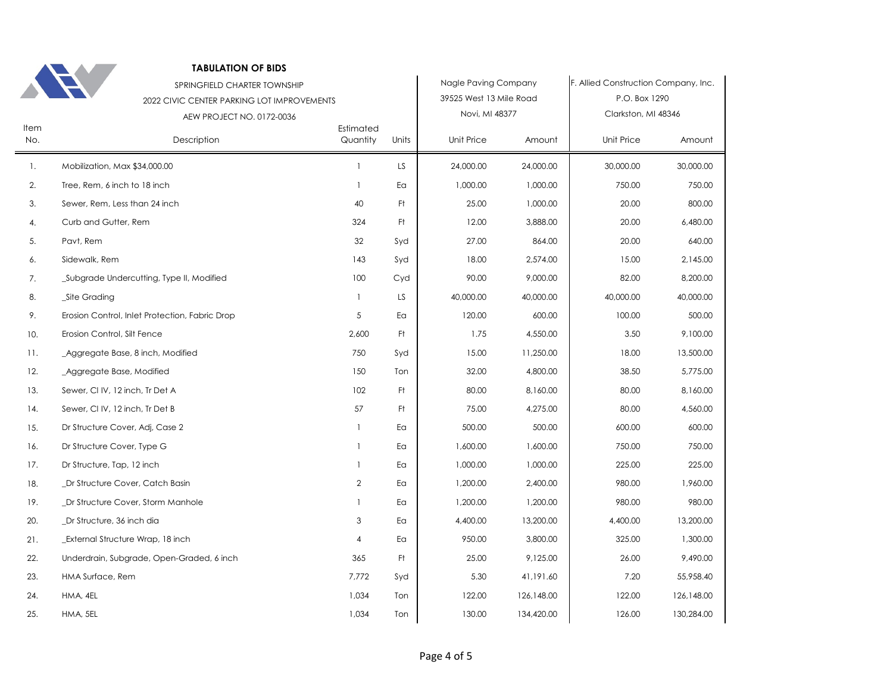**TABULATION OF BIDS**

SPRINGFIELD CHARTER TOWNSHIP

2022 CIVIC CENTER PARKING LOT IMPROVEMENTS

AEW PROJECT NO. 0172-0036

| Item No. | Description | Estimated Quantity | Units | Nagle Paving Company<br>39525 West 13 Mile Road<br>Novi, MI 48377<br>Unit Price | Amount | F. Allied Construction Company, Inc.<br>P.O. Box 1290<br>Clarkston, MI 48346<br>Unit Price | Amount |
|---|---|---|---|---|---|---|---|
| 1. | Mobilization, Max $34,000.00 | 1 | LS | 24,000.00 | 24,000.00 | 30,000.00 | 30,000.00 |
| 2. | Tree, Rem, 6 inch to 18 inch | 1 | Ea | 1,000.00 | 1,000.00 | 750.00 | 750.00 |
| 3. | Sewer, Rem, Less than 24 inch | 40 | Ft | 25.00 | 1,000.00 | 20.00 | 800.00 |
| 4. | Curb and Gutter, Rem | 324 | Ft | 12.00 | 3,888.00 | 20.00 | 6,480.00 |
| 5. | Pavt, Rem | 32 | Syd | 27.00 | 864.00 | 20.00 | 640.00 |
| 6. | Sidewalk, Rem | 143 | Syd | 18.00 | 2,574.00 | 15.00 | 2,145.00 |
| 7. | _Subgrade Undercutting, Type II, Modified | 100 | Cyd | 90.00 | 9,000.00 | 82.00 | 8,200.00 |
| 8. | _Site Grading | 1 | LS | 40,000.00 | 40,000.00 | 40,000.00 | 40,000.00 |
| 9. | Erosion Control, Inlet Protection, Fabric Drop | 5 | Ea | 120.00 | 600.00 | 100.00 | 500.00 |
| 10. | Erosion Control, Silt Fence | 2,600 | Ft | 1.75 | 4,550.00 | 3.50 | 9,100.00 |
| 11. | _Aggregate Base, 8 inch, Modified | 750 | Syd | 15.00 | 11,250.00 | 18.00 | 13,500.00 |
| 12. | _Aggregate Base, Modified | 150 | Ton | 32.00 | 4,800.00 | 38.50 | 5,775.00 |
| 13. | Sewer, Cl IV, 12 inch, Tr Det A | 102 | Ft | 80.00 | 8,160.00 | 80.00 | 8,160.00 |
| 14. | Sewer, Cl IV, 12 inch, Tr Det B | 57 | Ft | 75.00 | 4,275.00 | 80.00 | 4,560.00 |
| 15. | Dr Structure Cover, Adj, Case 2 | 1 | Ea | 500.00 | 500.00 | 600.00 | 600.00 |
| 16. | Dr Structure Cover, Type G | 1 | Ea | 1,600.00 | 1,600.00 | 750.00 | 750.00 |
| 17. | Dr Structure, Tap, 12 inch | 1 | Ea | 1,000.00 | 1,000.00 | 225.00 | 225.00 |
| 18. | _Dr Structure Cover, Catch Basin | 2 | Ea | 1,200.00 | 2,400.00 | 980.00 | 1,960.00 |
| 19. | _Dr Structure Cover, Storm Manhole | 1 | Ea | 1,200.00 | 1,200.00 | 980.00 | 980.00 |
| 20. | _Dr Structure, 36 inch dia | 3 | Ea | 4,400.00 | 13,200.00 | 4,400.00 | 13,200.00 |
| 21. | _External Structure Wrap, 18 inch | 4 | Ea | 950.00 | 3,800.00 | 325.00 | 1,300.00 |
| 22. | Underdrain, Subgrade, Open-Graded, 6 inch | 365 | Ft | 25.00 | 9,125.00 | 26.00 | 9,490.00 |
| 23. | HMA Surface, Rem | 7,772 | Syd | 5.30 | 41,191.60 | 7.20 | 55,958.40 |
| 24. | HMA, 4EL | 1,034 | Ton | 122.00 | 126,148.00 | 122.00 | 126,148.00 |
| 25. | HMA, 5EL | 1,034 | Ton | 130.00 | 134,420.00 | 126.00 | 130,284.00 |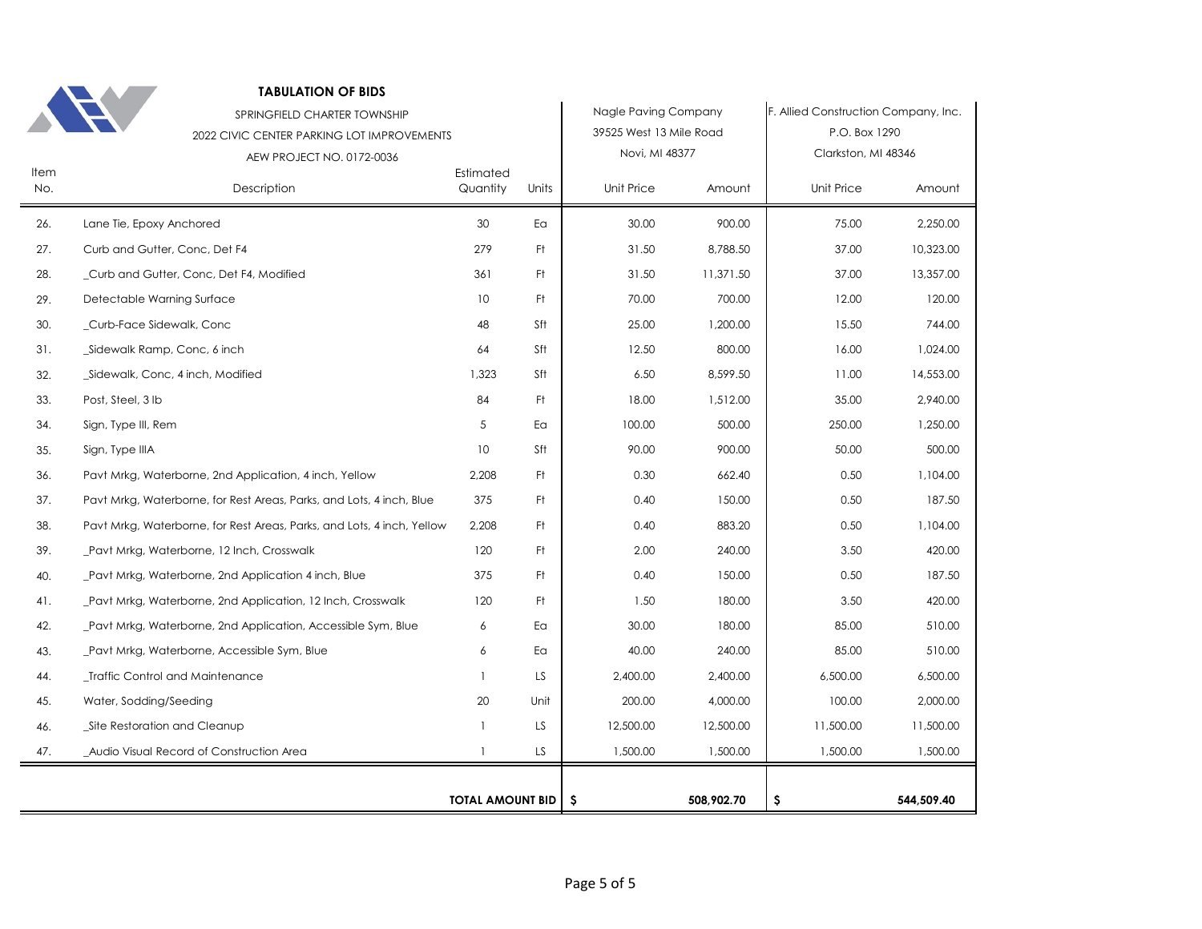**TABULATION OF BIDS**

SPRINGFIELD CHARTER TOWNSHIP

2022 CIVIC CENTER PARKING LOT IMPROVEMENTS

AEW PROJECT NO. 0172-0036

| Item No. | Description | Estimated Quantity | Units | Nagle Paving Company 39525 West 13 Mile Road Novi, MI 48377 Unit Price | Amount | F. Allied Construction Company, Inc. P.O. Box 1290 Clarkston, MI 48346 Unit Price | Amount |
|---|---|---|---|---|---|---|---|
| 26. | Lane Tie, Epoxy Anchored | 30 | Ea | 30.00 | 900.00 | 75.00 | 2,250.00 |
| 27. | Curb and Gutter, Conc, Det F4 | 279 | Ft | 31.50 | 8,788.50 | 37.00 | 10,323.00 |
| 28. | _Curb and Gutter, Conc, Det F4, Modified | 361 | Ft | 31.50 | 11,371.50 | 37.00 | 13,357.00 |
| 29. | Detectable Warning Surface | 10 | Ft | 70.00 | 700.00 | 12.00 | 120.00 |
| 30. | _Curb-Face Sidewalk, Conc | 48 | Sft | 25.00 | 1,200.00 | 15.50 | 744.00 |
| 31. | _Sidewalk Ramp, Conc, 6 inch | 64 | Sft | 12.50 | 800.00 | 16.00 | 1,024.00 |
| 32. | _Sidewalk, Conc, 4 inch, Modified | 1,323 | Sft | 6.50 | 8,599.50 | 11.00 | 14,553.00 |
| 33. | Post, Steel, 3 lb | 84 | Ft | 18.00 | 1,512.00 | 35.00 | 2,940.00 |
| 34. | Sign, Type III, Rem | 5 | Ea | 100.00 | 500.00 | 250.00 | 1,250.00 |
| 35. | Sign, Type IIIA | 10 | Sft | 90.00 | 900.00 | 50.00 | 500.00 |
| 36. | Pavt Mrkg, Waterborne, 2nd Application, 4 inch, Yellow | 2,208 | Ft | 0.30 | 662.40 | 0.50 | 1,104.00 |
| 37. | Pavt Mrkg, Waterborne, for Rest Areas, Parks, and Lots, 4 inch, Blue | 375 | Ft | 0.40 | 150.00 | 0.50 | 187.50 |
| 38. | Pavt Mrkg, Waterborne, for Rest Areas, Parks, and Lots, 4 inch, Yellow | 2,208 | Ft | 0.40 | 883.20 | 0.50 | 1,104.00 |
| 39. | _Pavt Mrkg, Waterborne, 12 Inch, Crosswalk | 120 | Ft | 2.00 | 240.00 | 3.50 | 420.00 |
| 40. | _Pavt Mrkg, Waterborne, 2nd Application 4 inch, Blue | 375 | Ft | 0.40 | 150.00 | 0.50 | 187.50 |
| 41. | _Pavt Mrkg, Waterborne, 2nd Application, 12 Inch, Crosswalk | 120 | Ft | 1.50 | 180.00 | 3.50 | 420.00 |
| 42. | _Pavt Mrkg, Waterborne, 2nd Application, Accessible Sym, Blue | 6 | Ea | 30.00 | 180.00 | 85.00 | 510.00 |
| 43. | _Pavt Mrkg, Waterborne, Accessible Sym, Blue | 6 | Ea | 40.00 | 240.00 | 85.00 | 510.00 |
| 44. | _Traffic Control and Maintenance | 1 | LS | 2,400.00 | 2,400.00 | 6,500.00 | 6,500.00 |
| 45. | Water, Sodding/Seeding | 20 | Unit | 200.00 | 4,000.00 | 100.00 | 2,000.00 |
| 46. | _Site Restoration and Cleanup | 1 | LS | 12,500.00 | 12,500.00 | 11,500.00 | 11,500.00 |
| 47. | _Audio Visual Record of Construction Area | 1 | LS | 1,500.00 | 1,500.00 | 1,500.00 | 1,500.00 |
| | | | **TOTAL AMOUNT BID** | **$** | **508,902.70** | **$** | **544,509.40** |